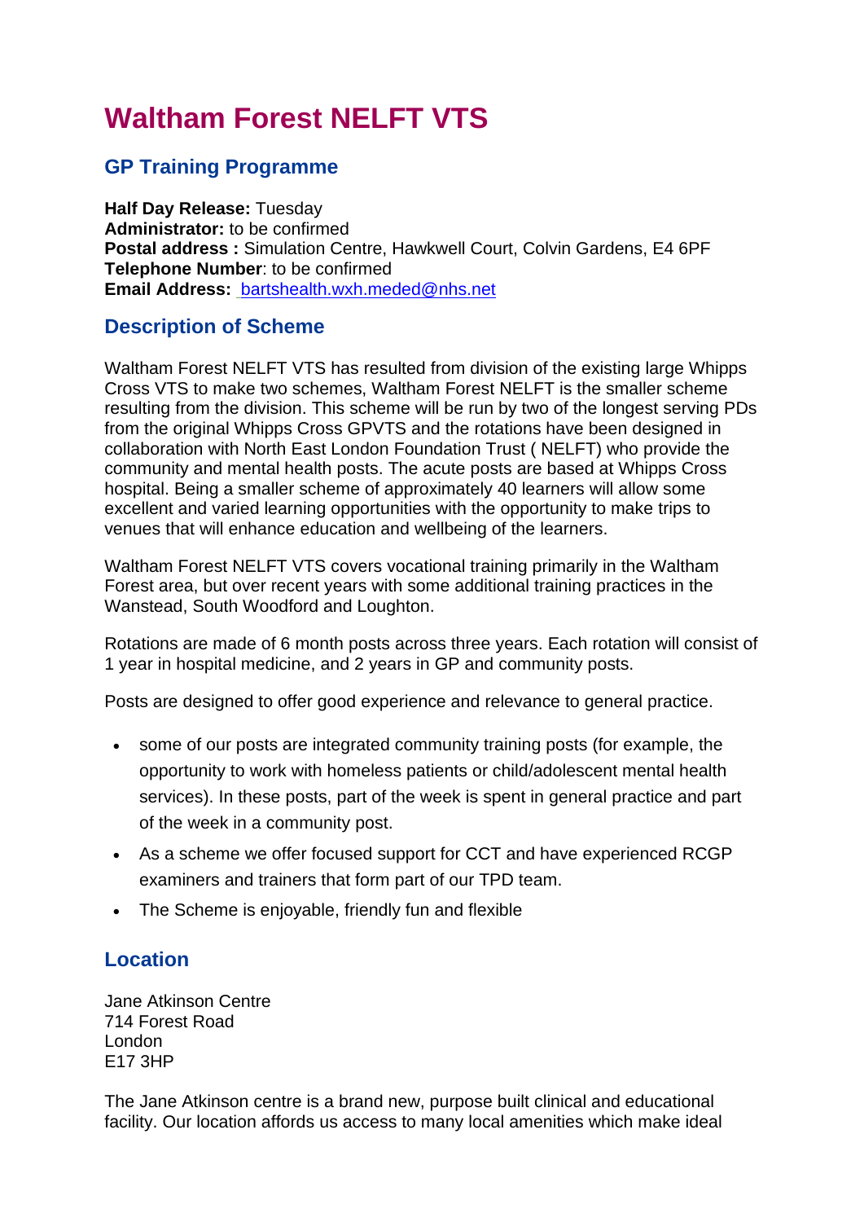# Waltham Forest NELFT VTS

## GP Training Programme

**Half Day Release:** Tuesday
**Administrator:** to be confirmed
**Postal address :** Simulation Centre, Hawkwell Court, Colvin Gardens, E4 6PF
**Telephone Number**: to be confirmed
**Email Address:** bartshealth.wxh.meded@nhs.net

## Description of Scheme

Waltham Forest NELFT VTS has resulted from division of the existing large Whipps Cross VTS to make two schemes, Waltham Forest NELFT is the smaller scheme resulting from the division. This scheme will be run by two of the longest serving PDs from the original Whipps Cross GPVTS and the rotations have been designed in collaboration with North East London Foundation Trust ( NELFT) who provide the community and mental health posts. The acute posts are based at Whipps Cross hospital. Being a smaller scheme of approximately 40 learners will allow some excellent and varied learning opportunities with the opportunity to make trips to venues that will enhance education and wellbeing of the learners.

Waltham Forest NELFT VTS covers vocational training primarily in the Waltham Forest area, but over recent years with some additional training practices in the Wanstead, South Woodford and Loughton.

Rotations are made of 6 month posts across three years. Each rotation will consist of 1 year in hospital medicine, and 2 years in GP and community posts.

Posts are designed to offer good experience and relevance to general practice.

- some of our posts are integrated community training posts (for example, the opportunity to work with homeless patients or child/adolescent mental health services). In these posts, part of the week is spent in general practice and part of the week in a community post.
- As a scheme we offer focused support for CCT and have experienced RCGP examiners and trainers that form part of our TPD team.
- The Scheme is enjoyable, friendly fun and flexible

## Location

Jane Atkinson Centre
714 Forest Road
London
E17 3HP

The Jane Atkinson centre is a brand new, purpose built clinical and educational facility. Our location affords us access to many local amenities which make ideal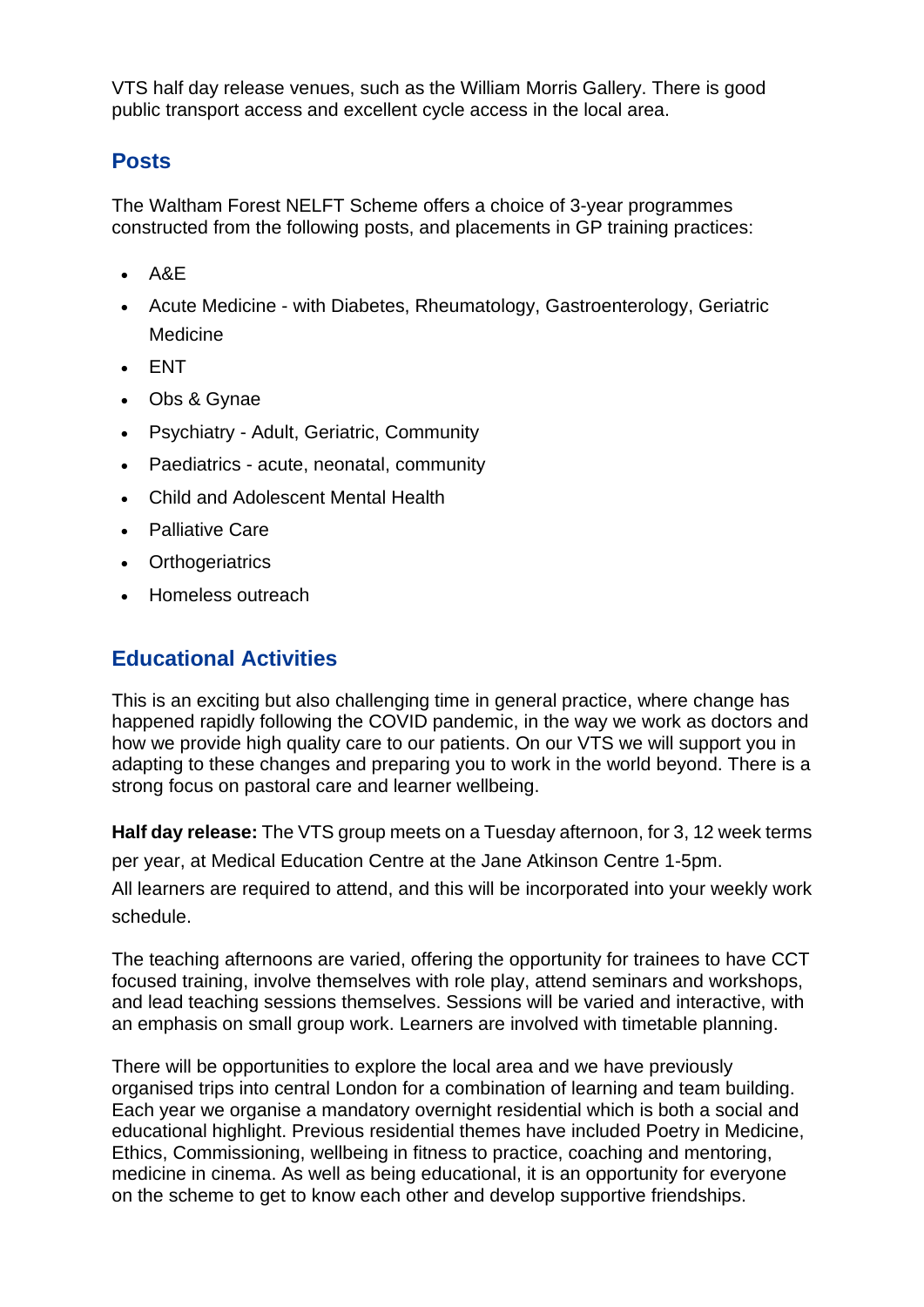VTS half day release venues, such as the William Morris Gallery. There is good public transport access and excellent cycle access in the local area.

## Posts

The Waltham Forest NELFT Scheme offers a choice of 3-year programmes constructed from the following posts, and placements in GP training practices:

- A&E
- Acute Medicine - with Diabetes, Rheumatology, Gastroenterology, Geriatric Medicine
- ENT
- Obs & Gynae
- Psychiatry - Adult, Geriatric, Community
- Paediatrics - acute, neonatal, community
- Child and Adolescent Mental Health
- Palliative Care
- Orthogeriatrics
- Homeless outreach

## Educational Activities

This is an exciting but also challenging time in general practice, where change has happened rapidly following the COVID pandemic, in the way we work as doctors and how we provide high quality care to our patients. On our VTS we will support you in adapting to these changes and preparing you to work in the world beyond. There is a strong focus on pastoral care and learner wellbeing.

**Half day release:** The VTS group meets on a Tuesday afternoon, for 3, 12 week terms per year, at Medical Education Centre at the Jane Atkinson Centre 1-5pm. All learners are required to attend, and this will be incorporated into your weekly work schedule.

The teaching afternoons are varied, offering the opportunity for trainees to have CCT focused training, involve themselves with role play, attend seminars and workshops, and lead teaching sessions themselves. Sessions will be varied and interactive, with an emphasis on small group work. Learners are involved with timetable planning.

There will be opportunities to explore the local area and we have previously organised trips into central London for a combination of learning and team building. Each year we organise a mandatory overnight residential which is both a social and educational highlight. Previous residential themes have included Poetry in Medicine, Ethics, Commissioning, wellbeing in fitness to practice, coaching and mentoring, medicine in cinema. As well as being educational, it is an opportunity for everyone on the scheme to get to know each other and develop supportive friendships.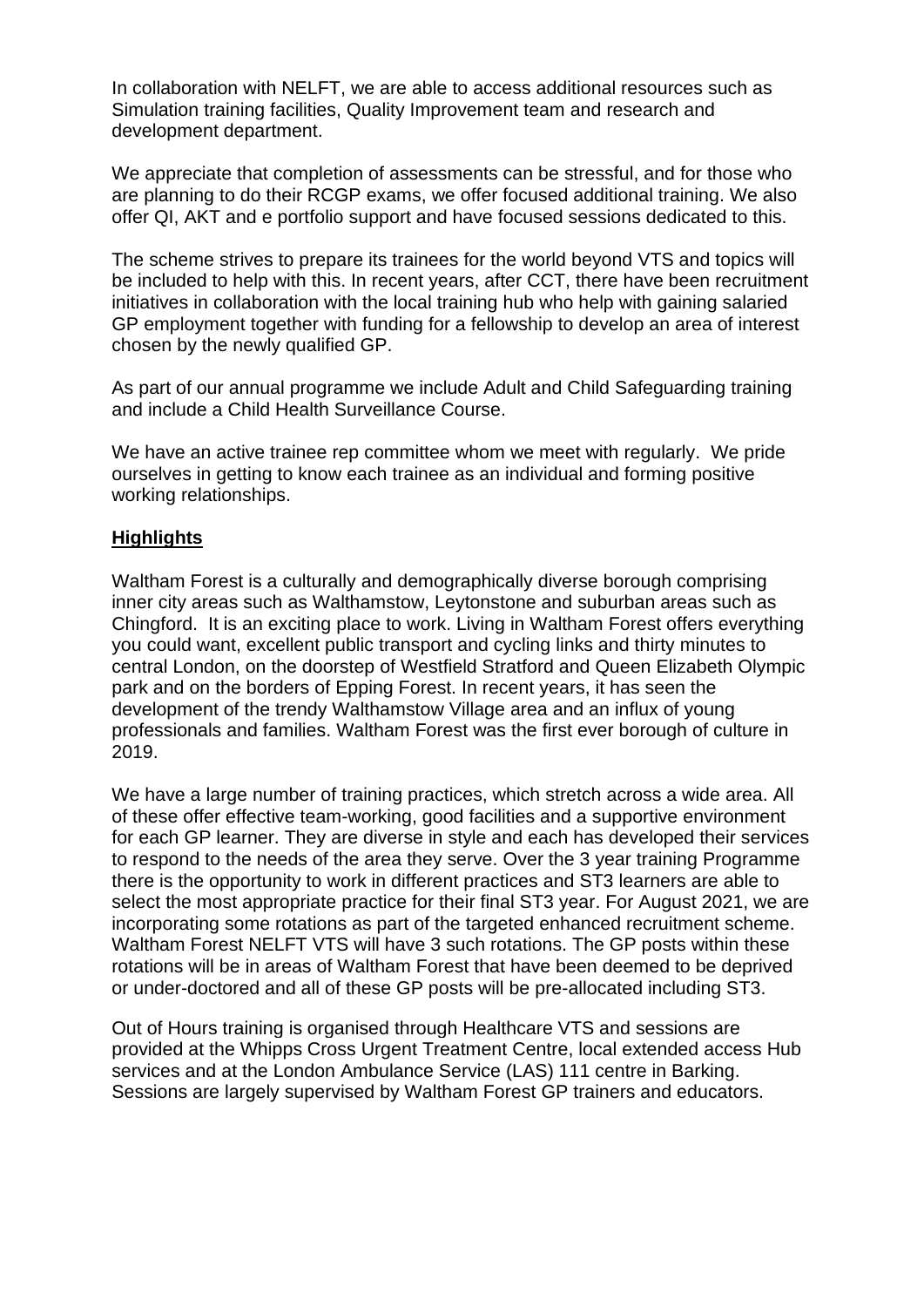In collaboration with NELFT, we are able to access additional resources such as Simulation training facilities, Quality Improvement team and research and development department.

We appreciate that completion of assessments can be stressful, and for those who are planning to do their RCGP exams, we offer focused additional training. We also offer QI, AKT and e portfolio support and have focused sessions dedicated to this.

The scheme strives to prepare its trainees for the world beyond VTS and topics will be included to help with this. In recent years, after CCT, there have been recruitment initiatives in collaboration with the local training hub who help with gaining salaried GP employment together with funding for a fellowship to develop an area of interest chosen by the newly qualified GP.

As part of our annual programme we include Adult and Child Safeguarding training and include a Child Health Surveillance Course.

We have an active trainee rep committee whom we meet with regularly. We pride ourselves in getting to know each trainee as an individual and forming positive working relationships.

## **Highlights**

Waltham Forest is a culturally and demographically diverse borough comprising inner city areas such as Walthamstow, Leytonstone and suburban areas such as Chingford. It is an exciting place to work. Living in Waltham Forest offers everything you could want, excellent public transport and cycling links and thirty minutes to central London, on the doorstep of Westfield Stratford and Queen Elizabeth Olympic park and on the borders of Epping Forest. In recent years, it has seen the development of the trendy Walthamstow Village area and an influx of young professionals and families. Waltham Forest was the first ever borough of culture in 2019.

We have a large number of training practices, which stretch across a wide area. All of these offer effective team-working, good facilities and a supportive environment for each GP learner. They are diverse in style and each has developed their services to respond to the needs of the area they serve. Over the 3 year training Programme there is the opportunity to work in different practices and ST3 learners are able to select the most appropriate practice for their final ST3 year. For August 2021, we are incorporating some rotations as part of the targeted enhanced recruitment scheme. Waltham Forest NELFT VTS will have 3 such rotations. The GP posts within these rotations will be in areas of Waltham Forest that have been deemed to be deprived or under-doctored and all of these GP posts will be pre-allocated including ST3.

Out of Hours training is organised through Healthcare VTS and sessions are provided at the Whipps Cross Urgent Treatment Centre, local extended access Hub services and at the London Ambulance Service (LAS) 111 centre in Barking. Sessions are largely supervised by Waltham Forest GP trainers and educators.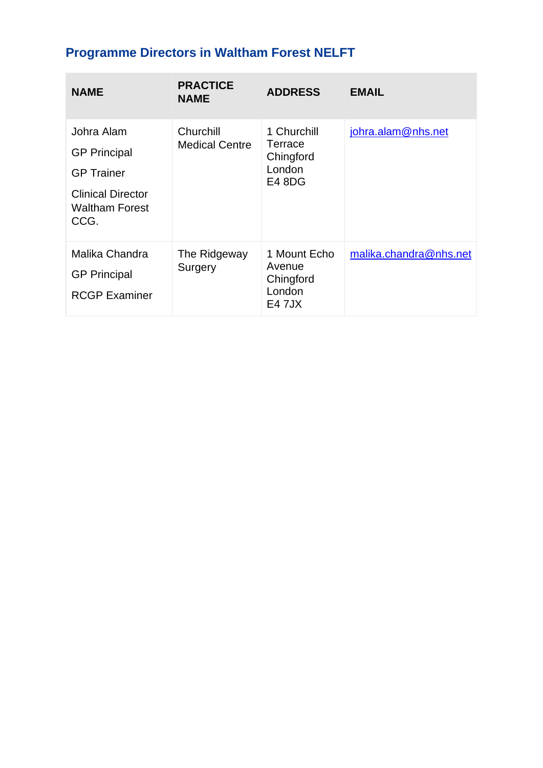## Programme Directors in Waltham Forest NELFT

| NAME | PRACTICE NAME | ADDRESS | EMAIL |
|---|---|---|---|
| Johra Alam<br>GP Principal<br>GP Trainer<br>Clinical Director Waltham Forest CCG. | Churchill Medical Centre | 1 Churchill Terrace<br>Chingford<br>London<br>E4 8DG | johra.alam@nhs.net |
| Malika Chandra<br>GP Principal<br>RCGP Examiner | The Ridgeway Surgery | 1 Mount Echo Avenue<br>Chingford<br>London<br>E4 7JX | malika.chandra@nhs.net |